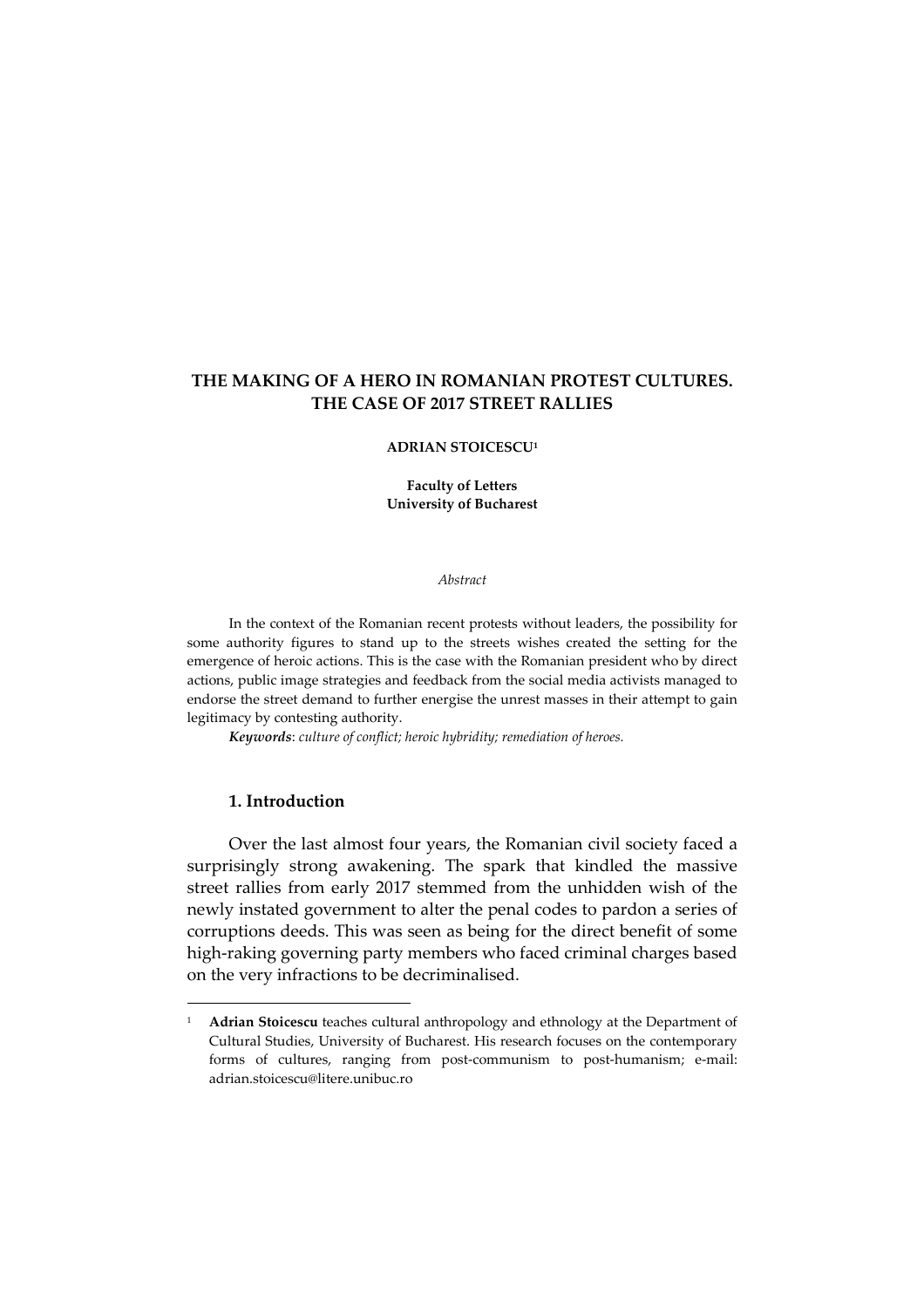# THE MAKING OF A HERO IN ROMANIAN PROTEST CULTURES. THE CASE OF 2017 STREET RALLIES

**ADRIAN STOICESCU**[1]

**Faculty of Letters**
**University of Bucharest**

*Abstract*

In the context of the Romanian recent protests without leaders, the possibility for some authority figures to stand up to the streets wishes created the setting for the emergence of heroic actions. This is the case with the Romanian president who by direct actions, public image strategies and feedback from the social media activists managed to endorse the street demand to further energise the unrest masses in their attempt to gain legitimacy by contesting authority.

***Keywords***: *culture of conflict; heroic hybridity; remediation of heroes.*

## 1. Introduction

Over the last almost four years, the Romanian civil society faced a surprisingly strong awakening. The spark that kindled the massive street rallies from early 2017 stemmed from the unhidden wish of the newly instated government to alter the penal codes to pardon a series of corruptions deeds. This was seen as being for the direct benefit of some high-raking governing party members who faced criminal charges based on the very infractions to be decriminalised.

---

[1] **Adrian Stoicescu** teaches cultural anthropology and ethnology at the Department of Cultural Studies, University of Bucharest. His research focuses on the contemporary forms of cultures, ranging from post-communism to post-humanism; e-mail: adrian.stoicescu@litere.unibuc.ro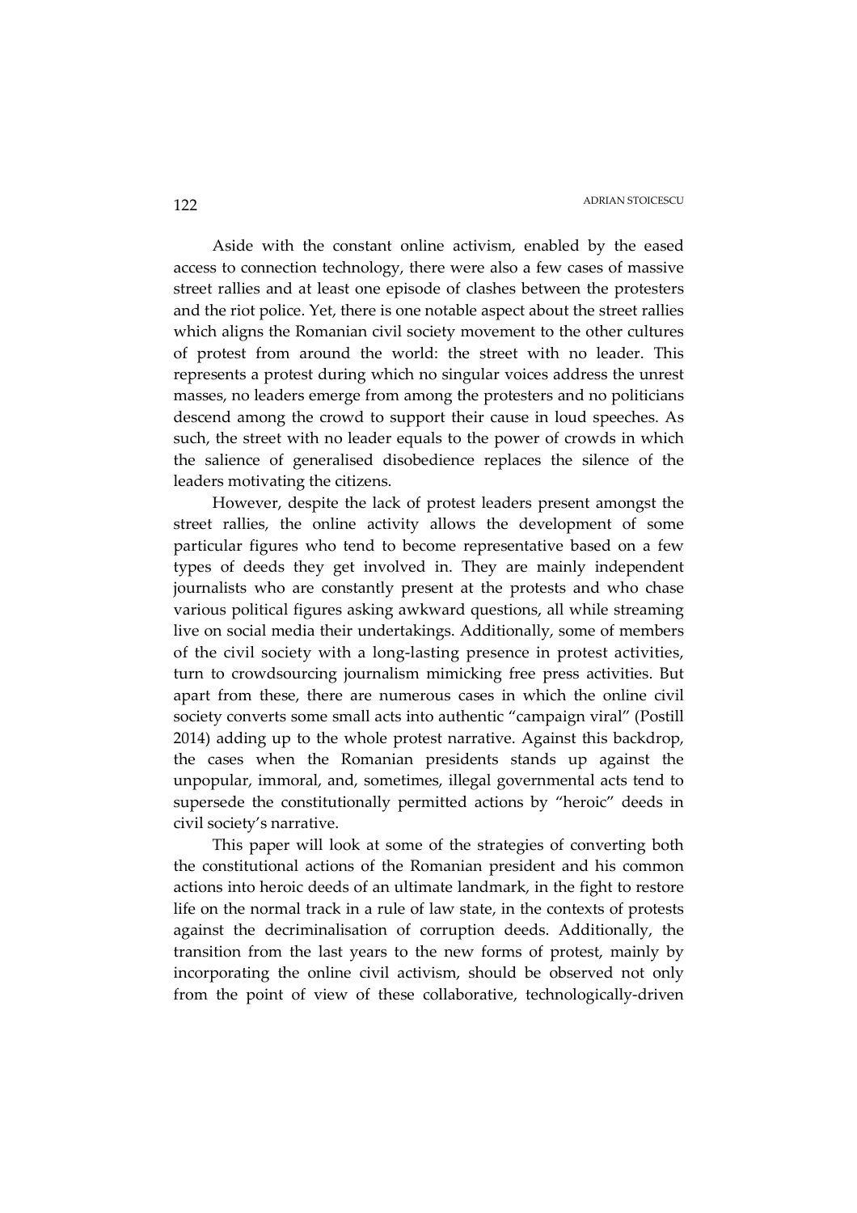Aside with the constant online activism, enabled by the eased access to connection technology, there were also a few cases of massive street rallies and at least one episode of clashes between the protesters and the riot police. Yet, there is one notable aspect about the street rallies which aligns the Romanian civil society movement to the other cultures of protest from around the world: the street with no leader. This represents a protest during which no singular voices address the unrest masses, no leaders emerge from among the protesters and no politicians descend among the crowd to support their cause in loud speeches. As such, the street with no leader equals to the power of crowds in which the salience of generalised disobedience replaces the silence of the leaders motivating the citizens.

However, despite the lack of protest leaders present amongst the street rallies, the online activity allows the development of some particular figures who tend to become representative based on a few types of deeds they get involved in. They are mainly independent journalists who are constantly present at the protests and who chase various political figures asking awkward questions, all while streaming live on social media their undertakings. Additionally, some of members of the civil society with a long-lasting presence in protest activities, turn to crowdsourcing journalism mimicking free press activities. But apart from these, there are numerous cases in which the online civil society converts some small acts into authentic "campaign viral" (Postill 2014) adding up to the whole protest narrative. Against this backdrop, the cases when the Romanian presidents stands up against the unpopular, immoral, and, sometimes, illegal governmental acts tend to supersede the constitutionally permitted actions by "heroic" deeds in civil society's narrative.

This paper will look at some of the strategies of converting both the constitutional actions of the Romanian president and his common actions into heroic deeds of an ultimate landmark, in the fight to restore life on the normal track in a rule of law state, in the contexts of protests against the decriminalisation of corruption deeds. Additionally, the transition from the last years to the new forms of protest, mainly by incorporating the online civil activism, should be observed not only from the point of view of these collaborative, technologically-driven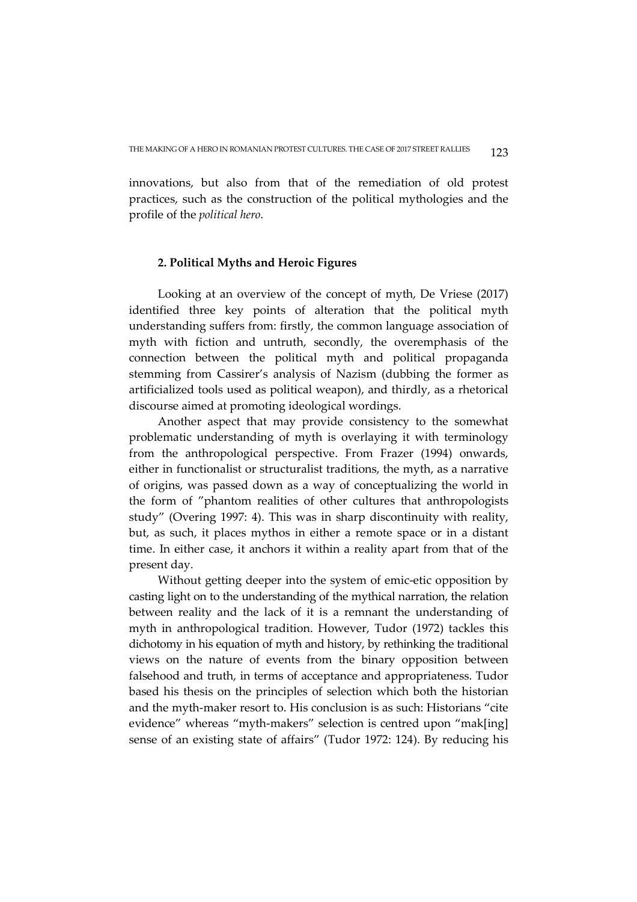innovations, but also from that of the remediation of old protest practices, such as the construction of the political mythologies and the profile of the *political hero*.

## 2. Political Myths and Heroic Figures

Looking at an overview of the concept of myth, De Vriese (2017) identified three key points of alteration that the political myth understanding suffers from: firstly, the common language association of myth with fiction and untruth, secondly, the overemphasis of the connection between the political myth and political propaganda stemming from Cassirer's analysis of Nazism (dubbing the former as artificialized tools used as political weapon), and thirdly, as a rhetorical discourse aimed at promoting ideological wordings.

Another aspect that may provide consistency to the somewhat problematic understanding of myth is overlaying it with terminology from the anthropological perspective. From Frazer (1994) onwards, either in functionalist or structuralist traditions, the myth, as a narrative of origins, was passed down as a way of conceptualizing the world in the form of "phantom realities of other cultures that anthropologists study" (Overing 1997: 4). This was in sharp discontinuity with reality, but, as such, it places mythos in either a remote space or in a distant time. In either case, it anchors it within a reality apart from that of the present day.

Without getting deeper into the system of emic-etic opposition by casting light on to the understanding of the mythical narration, the relation between reality and the lack of it is a remnant the understanding of myth in anthropological tradition. However, Tudor (1972) tackles this dichotomy in his equation of myth and history, by rethinking the traditional views on the nature of events from the binary opposition between falsehood and truth, in terms of acceptance and appropriateness. Tudor based his thesis on the principles of selection which both the historian and the myth-maker resort to. His conclusion is as such: Historians "cite evidence" whereas "myth-makers" selection is centred upon "mak[ing] sense of an existing state of affairs" (Tudor 1972: 124). By reducing his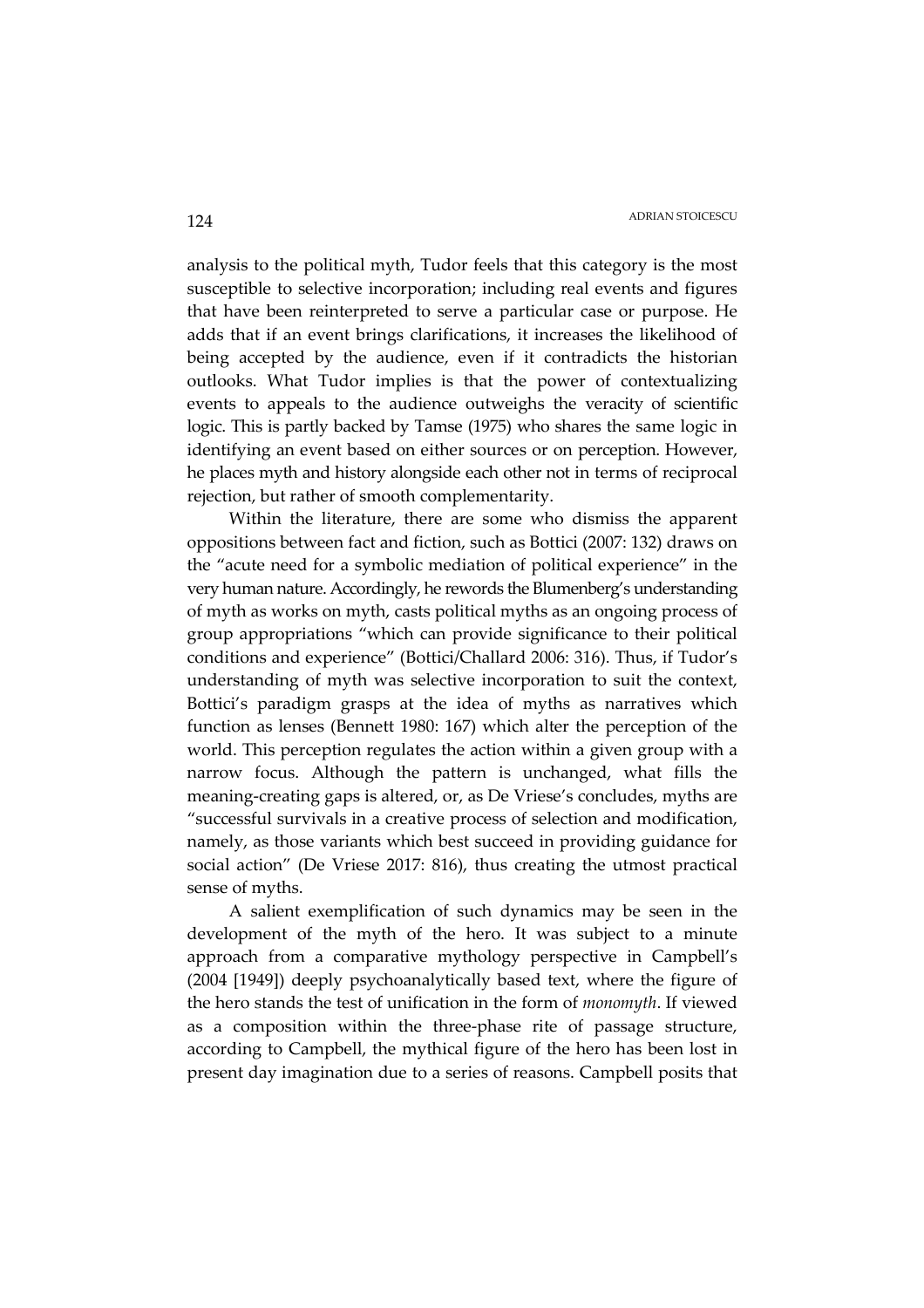analysis to the political myth, Tudor feels that this category is the most susceptible to selective incorporation; including real events and figures that have been reinterpreted to serve a particular case or purpose. He adds that if an event brings clarifications, it increases the likelihood of being accepted by the audience, even if it contradicts the historian outlooks. What Tudor implies is that the power of contextualizing events to appeals to the audience outweighs the veracity of scientific logic. This is partly backed by Tamse (1975) who shares the same logic in identifying an event based on either sources or on perception. However, he places myth and history alongside each other not in terms of reciprocal rejection, but rather of smooth complementarity.

Within the literature, there are some who dismiss the apparent oppositions between fact and fiction, such as Bottici (2007: 132) draws on the "acute need for a symbolic mediation of political experience" in the very human nature. Accordingly, he rewords the Blumenberg's understanding of myth as works on myth, casts political myths as an ongoing process of group appropriations "which can provide significance to their political conditions and experience" (Bottici/Challard 2006: 316). Thus, if Tudor's understanding of myth was selective incorporation to suit the context, Bottici's paradigm grasps at the idea of myths as narratives which function as lenses (Bennett 1980: 167) which alter the perception of the world. This perception regulates the action within a given group with a narrow focus. Although the pattern is unchanged, what fills the meaning-creating gaps is altered, or, as De Vriese's concludes, myths are "successful survivals in a creative process of selection and modification, namely, as those variants which best succeed in providing guidance for social action" (De Vriese 2017: 816), thus creating the utmost practical sense of myths.

A salient exemplification of such dynamics may be seen in the development of the myth of the hero. It was subject to a minute approach from a comparative mythology perspective in Campbell's (2004 [1949]) deeply psychoanalytically based text, where the figure of the hero stands the test of unification in the form of *monomyth*. If viewed as a composition within the three-phase rite of passage structure, according to Campbell, the mythical figure of the hero has been lost in present day imagination due to a series of reasons. Campbell posits that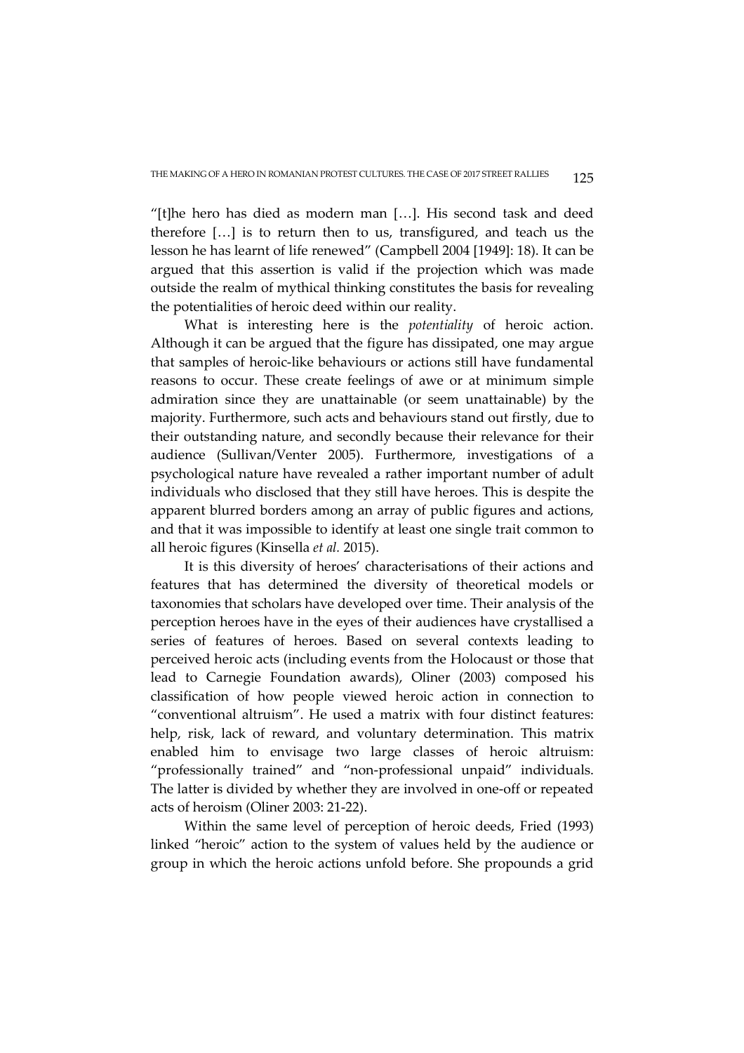"[t]he hero has died as modern man […]. His second task and deed therefore […] is to return then to us, transfigured, and teach us the lesson he has learnt of life renewed" (Campbell 2004 [1949]: 18). It can be argued that this assertion is valid if the projection which was made outside the realm of mythical thinking constitutes the basis for revealing the potentialities of heroic deed within our reality.

What is interesting here is the *potentiality* of heroic action. Although it can be argued that the figure has dissipated, one may argue that samples of heroic-like behaviours or actions still have fundamental reasons to occur. These create feelings of awe or at minimum simple admiration since they are unattainable (or seem unattainable) by the majority. Furthermore, such acts and behaviours stand out firstly, due to their outstanding nature, and secondly because their relevance for their audience (Sullivan/Venter 2005). Furthermore, investigations of a psychological nature have revealed a rather important number of adult individuals who disclosed that they still have heroes. This is despite the apparent blurred borders among an array of public figures and actions, and that it was impossible to identify at least one single trait common to all heroic figures (Kinsella *et al.* 2015).

It is this diversity of heroes' characterisations of their actions and features that has determined the diversity of theoretical models or taxonomies that scholars have developed over time. Their analysis of the perception heroes have in the eyes of their audiences have crystallised a series of features of heroes. Based on several contexts leading to perceived heroic acts (including events from the Holocaust or those that lead to Carnegie Foundation awards), Oliner (2003) composed his classification of how people viewed heroic action in connection to "conventional altruism". He used a matrix with four distinct features: help, risk, lack of reward, and voluntary determination. This matrix enabled him to envisage two large classes of heroic altruism: "professionally trained" and "non-professional unpaid" individuals. The latter is divided by whether they are involved in one-off or repeated acts of heroism (Oliner 2003: 21-22).

Within the same level of perception of heroic deeds, Fried (1993) linked "heroic" action to the system of values held by the audience or group in which the heroic actions unfold before. She propounds a grid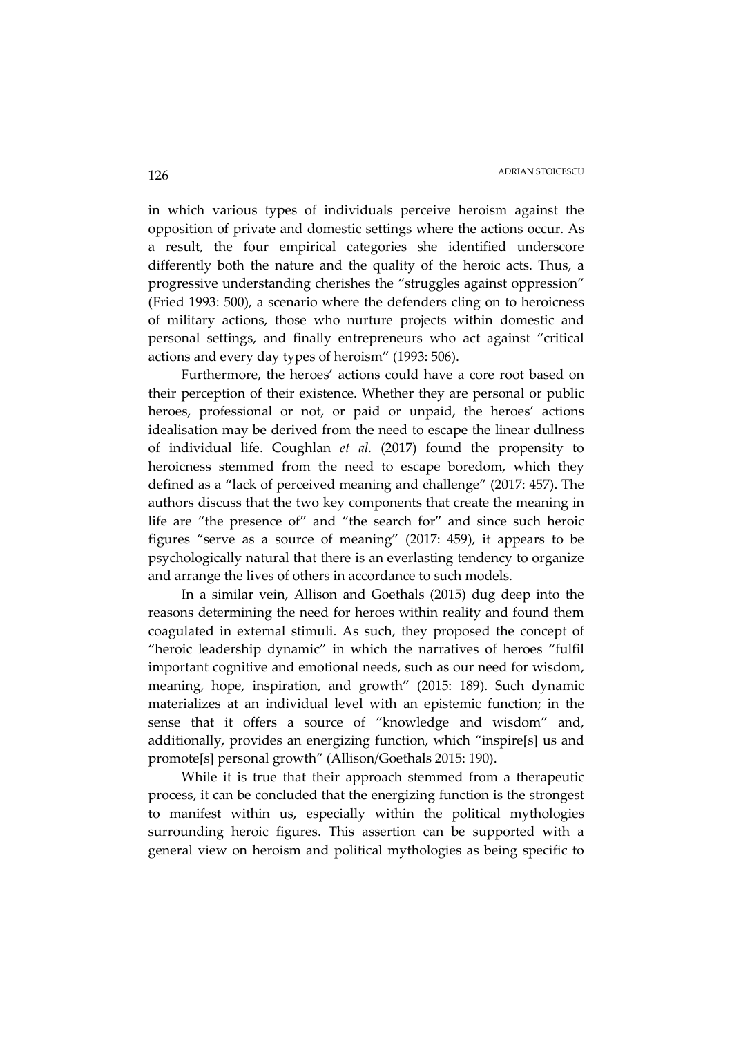in which various types of individuals perceive heroism against the opposition of private and domestic settings where the actions occur. As a result, the four empirical categories she identified underscore differently both the nature and the quality of the heroic acts. Thus, a progressive understanding cherishes the "struggles against oppression" (Fried 1993: 500), a scenario where the defenders cling on to heroicness of military actions, those who nurture projects within domestic and personal settings, and finally entrepreneurs who act against "critical actions and every day types of heroism" (1993: 506).

Furthermore, the heroes' actions could have a core root based on their perception of their existence. Whether they are personal or public heroes, professional or not, or paid or unpaid, the heroes' actions idealisation may be derived from the need to escape the linear dullness of individual life. Coughlan *et al.* (2017) found the propensity to heroicness stemmed from the need to escape boredom, which they defined as a "lack of perceived meaning and challenge" (2017: 457). The authors discuss that the two key components that create the meaning in life are "the presence of" and "the search for" and since such heroic figures "serve as a source of meaning" (2017: 459), it appears to be psychologically natural that there is an everlasting tendency to organize and arrange the lives of others in accordance to such models.

In a similar vein, Allison and Goethals (2015) dug deep into the reasons determining the need for heroes within reality and found them coagulated in external stimuli. As such, they proposed the concept of "heroic leadership dynamic" in which the narratives of heroes "fulfil important cognitive and emotional needs, such as our need for wisdom, meaning, hope, inspiration, and growth" (2015: 189). Such dynamic materializes at an individual level with an epistemic function; in the sense that it offers a source of "knowledge and wisdom" and, additionally, provides an energizing function, which "inspire[s] us and promote[s] personal growth" (Allison/Goethals 2015: 190).

While it is true that their approach stemmed from a therapeutic process, it can be concluded that the energizing function is the strongest to manifest within us, especially within the political mythologies surrounding heroic figures. This assertion can be supported with a general view on heroism and political mythologies as being specific to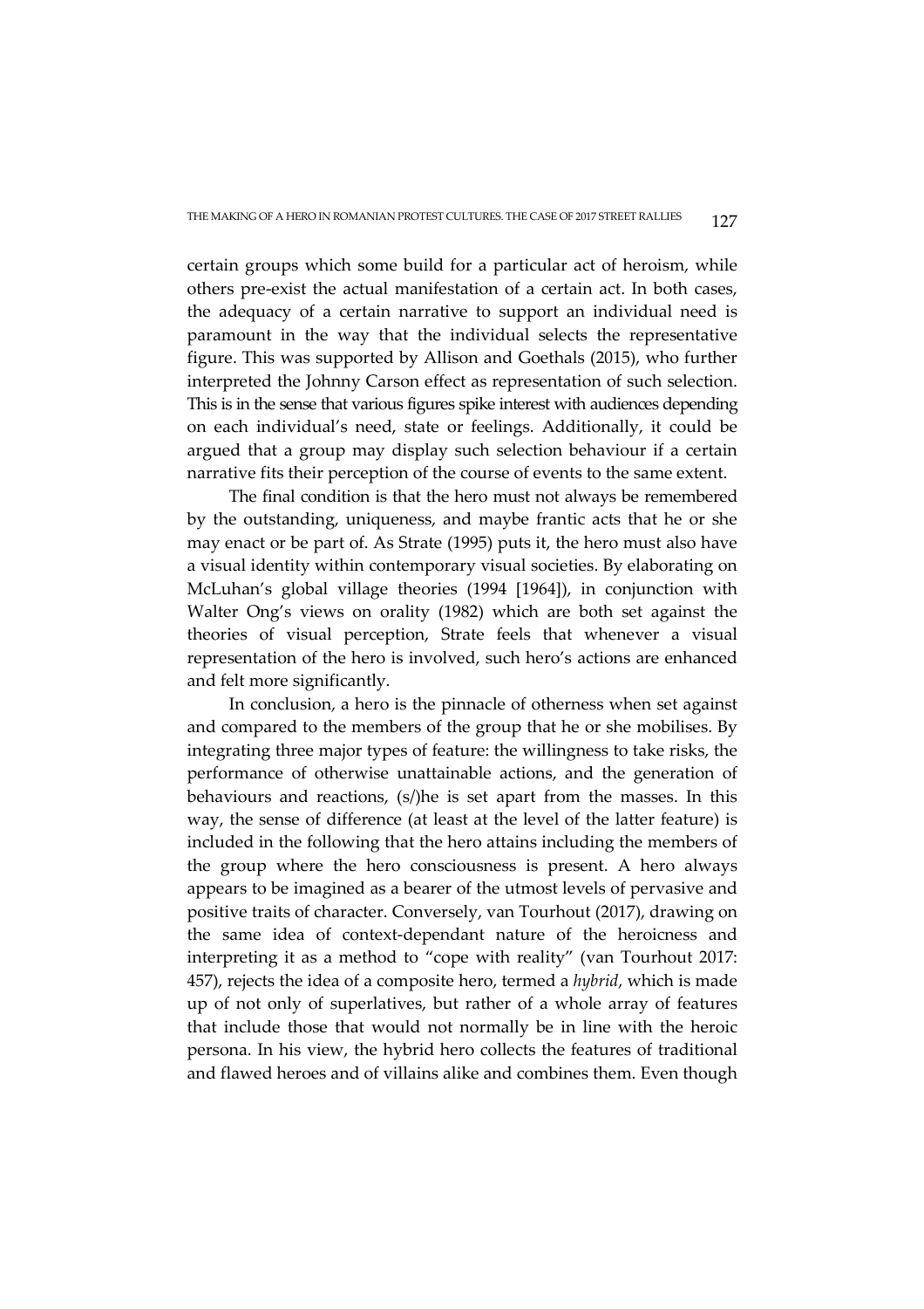certain groups which some build for a particular act of heroism, while others pre-exist the actual manifestation of a certain act. In both cases, the adequacy of a certain narrative to support an individual need is paramount in the way that the individual selects the representative figure. This was supported by Allison and Goethals (2015), who further interpreted the Johnny Carson effect as representation of such selection. This is in the sense that various figures spike interest with audiences depending on each individual's need, state or feelings. Additionally, it could be argued that a group may display such selection behaviour if a certain narrative fits their perception of the course of events to the same extent.

The final condition is that the hero must not always be remembered by the outstanding, uniqueness, and maybe frantic acts that he or she may enact or be part of. As Strate (1995) puts it, the hero must also have a visual identity within contemporary visual societies. By elaborating on McLuhan's global village theories (1994 [1964]), in conjunction with Walter Ong's views on orality (1982) which are both set against the theories of visual perception, Strate feels that whenever a visual representation of the hero is involved, such hero's actions are enhanced and felt more significantly.

In conclusion, a hero is the pinnacle of otherness when set against and compared to the members of the group that he or she mobilises. By integrating three major types of feature: the willingness to take risks, the performance of otherwise unattainable actions, and the generation of behaviours and reactions, (s/)he is set apart from the masses. In this way, the sense of difference (at least at the level of the latter feature) is included in the following that the hero attains including the members of the group where the hero consciousness is present. A hero always appears to be imagined as a bearer of the utmost levels of pervasive and positive traits of character. Conversely, van Tourhout (2017), drawing on the same idea of context-dependant nature of the heroicness and interpreting it as a method to "cope with reality" (van Tourhout 2017: 457), rejects the idea of a composite hero, termed a *hybrid*, which is made up of not only of superlatives, but rather of a whole array of features that include those that would not normally be in line with the heroic persona. In his view, the hybrid hero collects the features of traditional and flawed heroes and of villains alike and combines them. Even though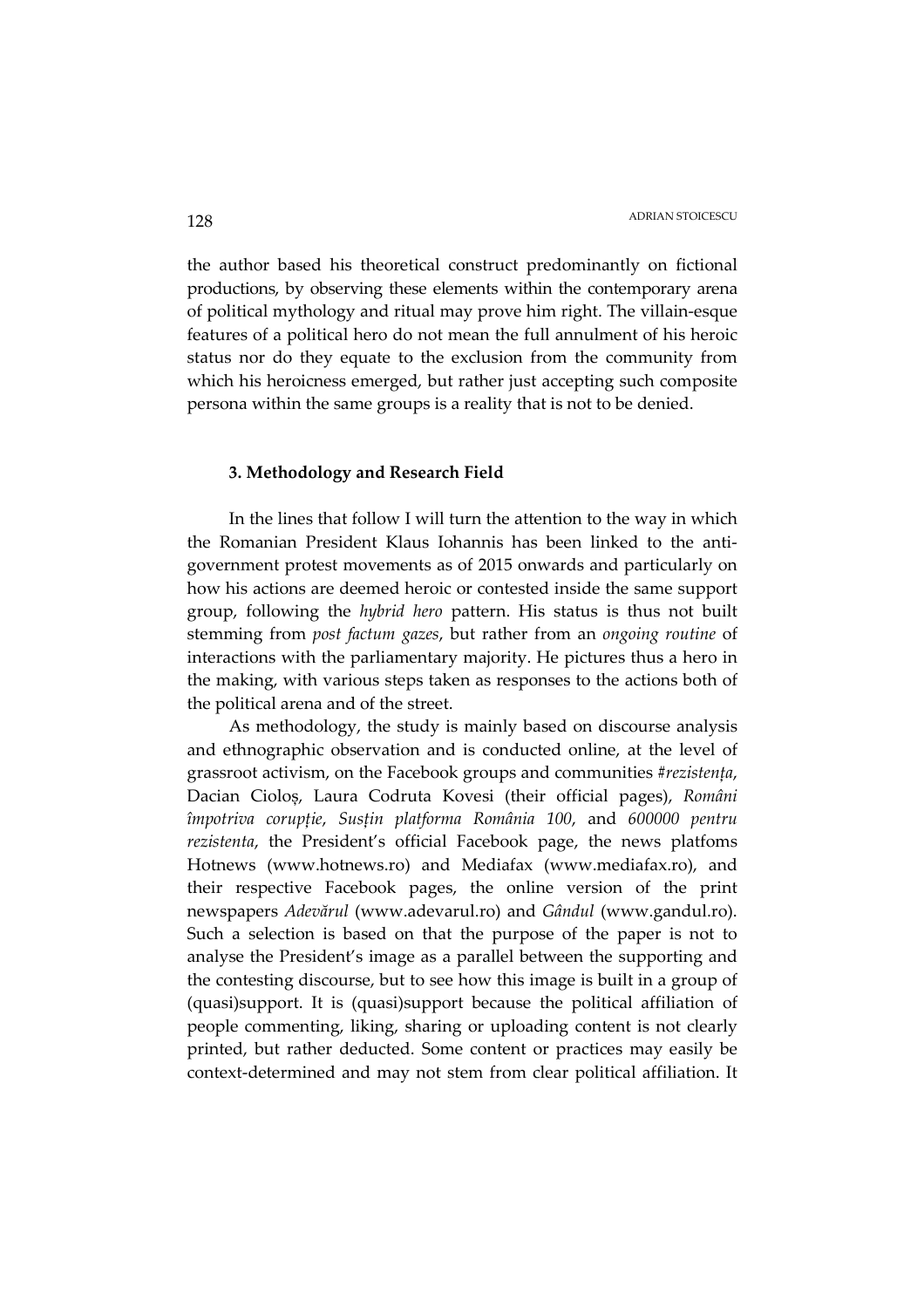the author based his theoretical construct predominantly on fictional productions, by observing these elements within the contemporary arena of political mythology and ritual may prove him right. The villain-esque features of a political hero do not mean the full annulment of his heroic status nor do they equate to the exclusion from the community from which his heroicness emerged, but rather just accepting such composite persona within the same groups is a reality that is not to be denied.

### 3. Methodology and Research Field

In the lines that follow I will turn the attention to the way in which the Romanian President Klaus Iohannis has been linked to the anti-government protest movements as of 2015 onwards and particularly on how his actions are deemed heroic or contested inside the same support group, following the *hybrid hero* pattern. His status is thus not built stemming from *post factum gazes*, but rather from an *ongoing routine* of interactions with the parliamentary majority. He pictures thus a hero in the making, with various steps taken as responses to the actions both of the political arena and of the street.

As methodology, the study is mainly based on discourse analysis and ethnographic observation and is conducted online, at the level of grassroot activism, on the Facebook groups and communities *#rezistența*, Dacian Cioloș, Laura Codruta Kovesi (their official pages), *Români împotriva corupției*, *Susțin platforma România 100*, and *600000 pentru rezistenta*, the President's official Facebook page, the news platfoms Hotnews (www.hotnews.ro) and Mediafax (www.mediafax.ro), and their respective Facebook pages, the online version of the print newspapers *Adevărul* (www.adevarul.ro) and *Gândul* (www.gandul.ro). Such a selection is based on that the purpose of the paper is not to analyse the President's image as a parallel between the supporting and the contesting discourse, but to see how this image is built in a group of (quasi)support. It is (quasi)support because the political affiliation of people commenting, liking, sharing or uploading content is not clearly printed, but rather deducted. Some content or practices may easily be context-determined and may not stem from clear political affiliation. It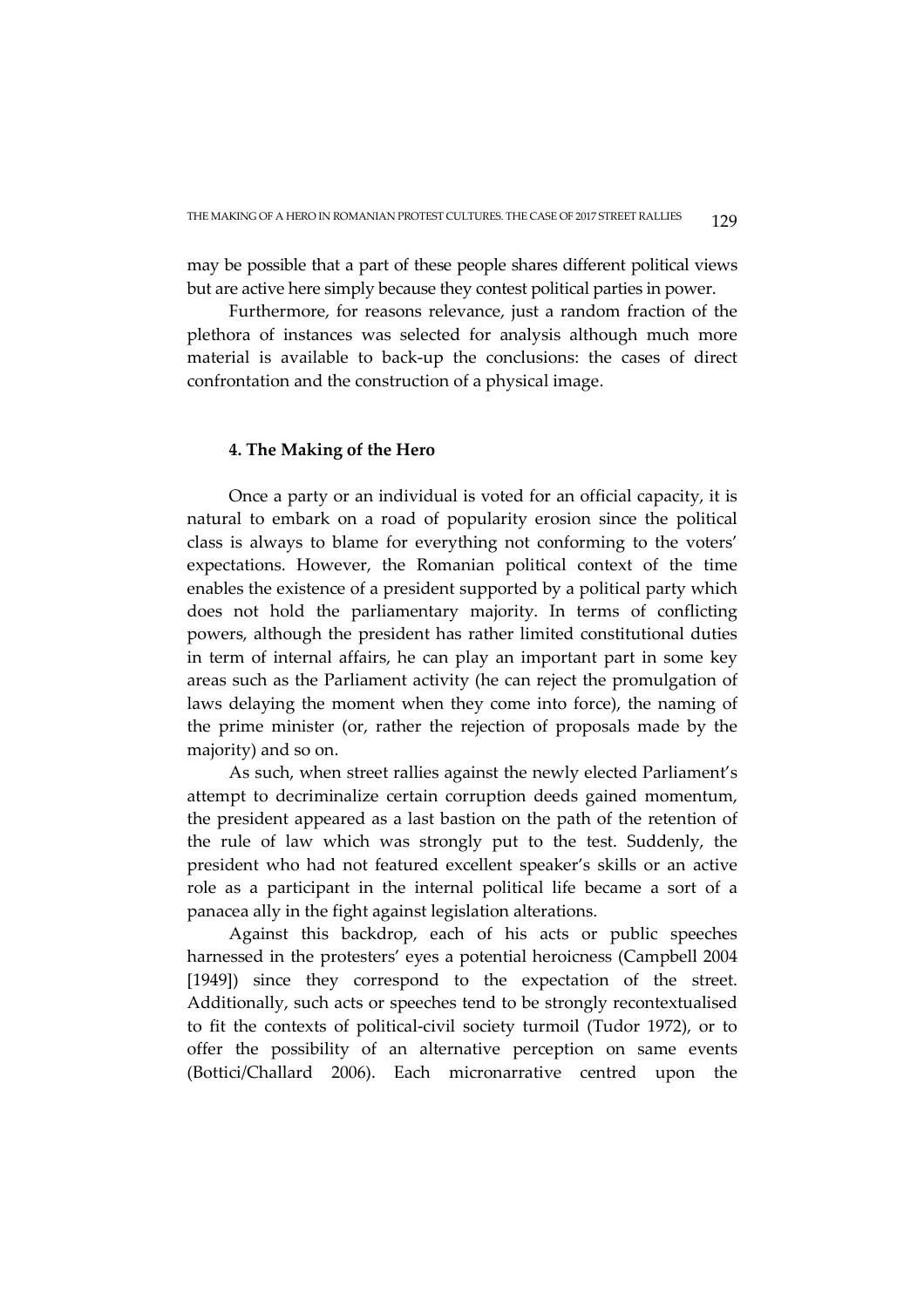may be possible that a part of these people shares different political views but are active here simply because they contest political parties in power.

Furthermore, for reasons relevance, just a random fraction of the plethora of instances was selected for analysis although much more material is available to back-up the conclusions: the cases of direct confrontation and the construction of a physical image.

## 4. The Making of the Hero

Once a party or an individual is voted for an official capacity, it is natural to embark on a road of popularity erosion since the political class is always to blame for everything not conforming to the voters' expectations. However, the Romanian political context of the time enables the existence of a president supported by a political party which does not hold the parliamentary majority. In terms of conflicting powers, although the president has rather limited constitutional duties in term of internal affairs, he can play an important part in some key areas such as the Parliament activity (he can reject the promulgation of laws delaying the moment when they come into force), the naming of the prime minister (or, rather the rejection of proposals made by the majority) and so on.

As such, when street rallies against the newly elected Parliament's attempt to decriminalize certain corruption deeds gained momentum, the president appeared as a last bastion on the path of the retention of the rule of law which was strongly put to the test. Suddenly, the president who had not featured excellent speaker's skills or an active role as a participant in the internal political life became a sort of a panacea ally in the fight against legislation alterations.

Against this backdrop, each of his acts or public speeches harnessed in the protesters' eyes a potential heroicness (Campbell 2004 [1949]) since they correspond to the expectation of the street. Additionally, such acts or speeches tend to be strongly recontextualised to fit the contexts of political-civil society turmoil (Tudor 1972), or to offer the possibility of an alternative perception on same events (Bottici/Challard 2006). Each micronarrative centred upon the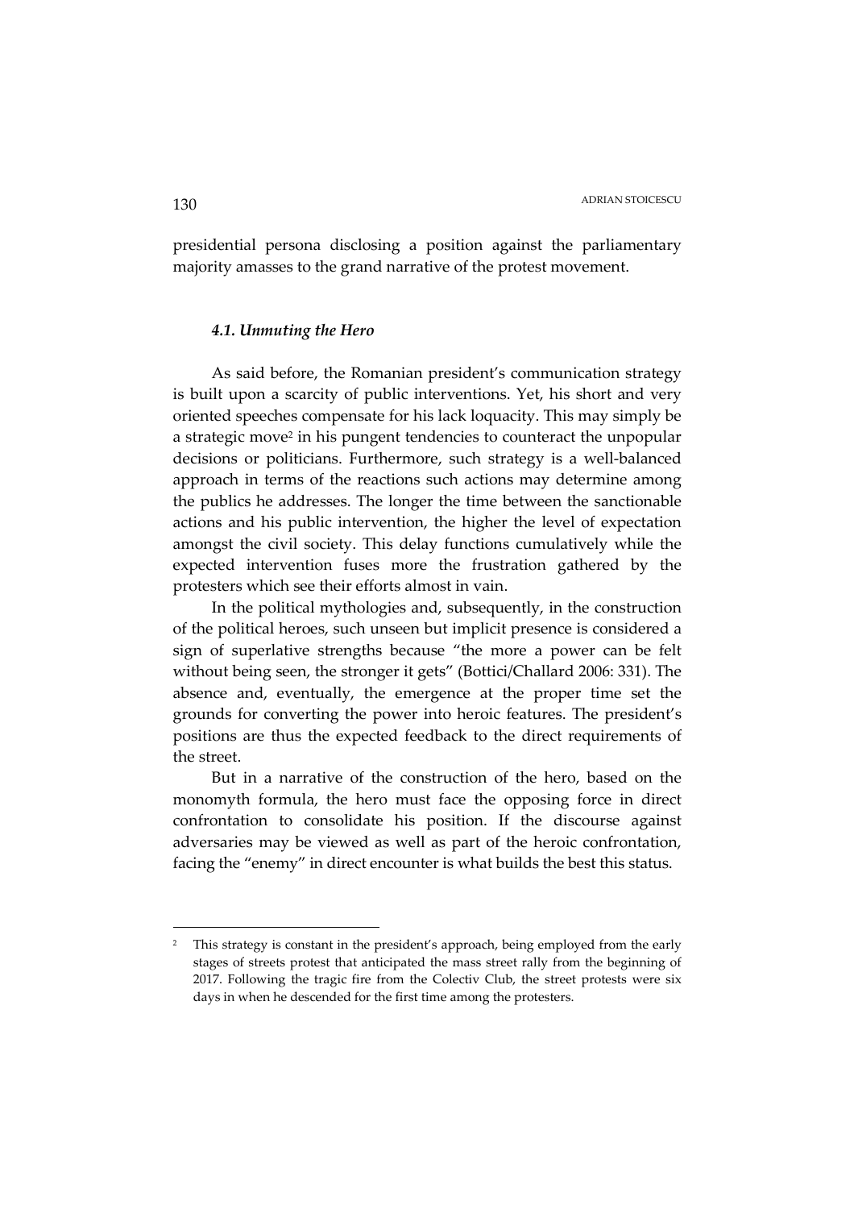presidential persona disclosing a position against the parliamentary majority amasses to the grand narrative of the protest movement.

### *4.1. Unmuting the Hero*

As said before, the Romanian president's communication strategy is built upon a scarcity of public interventions. Yet, his short and very oriented speeches compensate for his lack loquacity. This may simply be a strategic move[2] in his pungent tendencies to counteract the unpopular decisions or politicians. Furthermore, such strategy is a well-balanced approach in terms of the reactions such actions may determine among the publics he addresses. The longer the time between the sanctionable actions and his public intervention, the higher the level of expectation amongst the civil society. This delay functions cumulatively while the expected intervention fuses more the frustration gathered by the protesters which see their efforts almost in vain.

In the political mythologies and, subsequently, in the construction of the political heroes, such unseen but implicit presence is considered a sign of superlative strengths because "the more a power can be felt without being seen, the stronger it gets" (Bottici/Challard 2006: 331). The absence and, eventually, the emergence at the proper time set the grounds for converting the power into heroic features. The president's positions are thus the expected feedback to the direct requirements of the street.

But in a narrative of the construction of the hero, based on the monomyth formula, the hero must face the opposing force in direct confrontation to consolidate his position. If the discourse against adversaries may be viewed as well as part of the heroic confrontation, facing the "enemy" in direct encounter is what builds the best this status.

---

[2] This strategy is constant in the president's approach, being employed from the early stages of streets protest that anticipated the mass street rally from the beginning of 2017. Following the tragic fire from the Colectiv Club, the street protests were six days in when he descended for the first time among the protesters.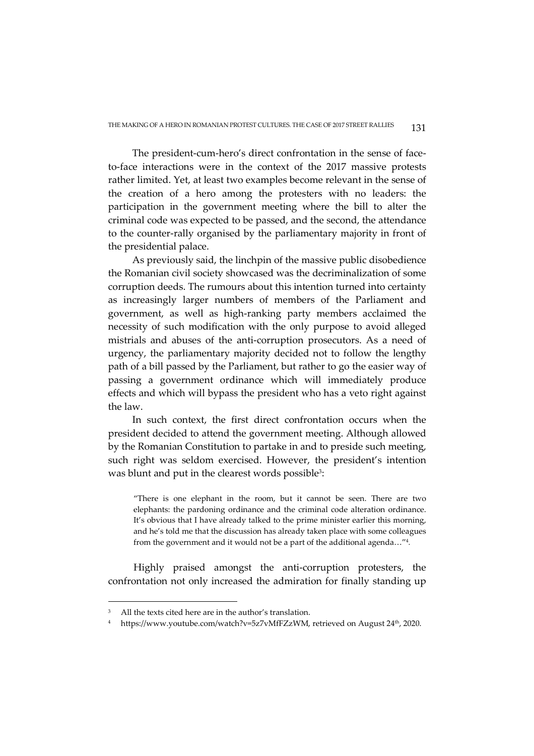The president-cum-hero's direct confrontation in the sense of face-to-face interactions were in the context of the 2017 massive protests rather limited. Yet, at least two examples become relevant in the sense of the creation of a hero among the protesters with no leaders: the participation in the government meeting where the bill to alter the criminal code was expected to be passed, and the second, the attendance to the counter-rally organised by the parliamentary majority in front of the presidential palace.

As previously said, the linchpin of the massive public disobedience the Romanian civil society showcased was the decriminalization of some corruption deeds. The rumours about this intention turned into certainty as increasingly larger numbers of members of the Parliament and government, as well as high-ranking party members acclaimed the necessity of such modification with the only purpose to avoid alleged mistrials and abuses of the anti-corruption prosecutors. As a need of urgency, the parliamentary majority decided not to follow the lengthy path of a bill passed by the Parliament, but rather to go the easier way of passing a government ordinance which will immediately produce effects and which will bypass the president who has a veto right against the law.

In such context, the first direct confrontation occurs when the president decided to attend the government meeting. Although allowed by the Romanian Constitution to partake in and to preside such meeting, such right was seldom exercised. However, the president's intention was blunt and put in the clearest words possible[3]:

> "There is one elephant in the room, but it cannot be seen. There are two elephants: the pardoning ordinance and the criminal code alteration ordinance. It's obvious that I have already talked to the prime minister earlier this morning, and he's told me that the discussion has already taken place with some colleagues from the government and it would not be a part of the additional agenda…"[4].

Highly praised amongst the anti-corruption protesters, the confrontation not only increased the admiration for finally standing up

---

[3] All the texts cited here are in the author's translation.

[4] https://www.youtube.com/watch?v=5z7vMfFZzWM, retrieved on August 24th, 2020.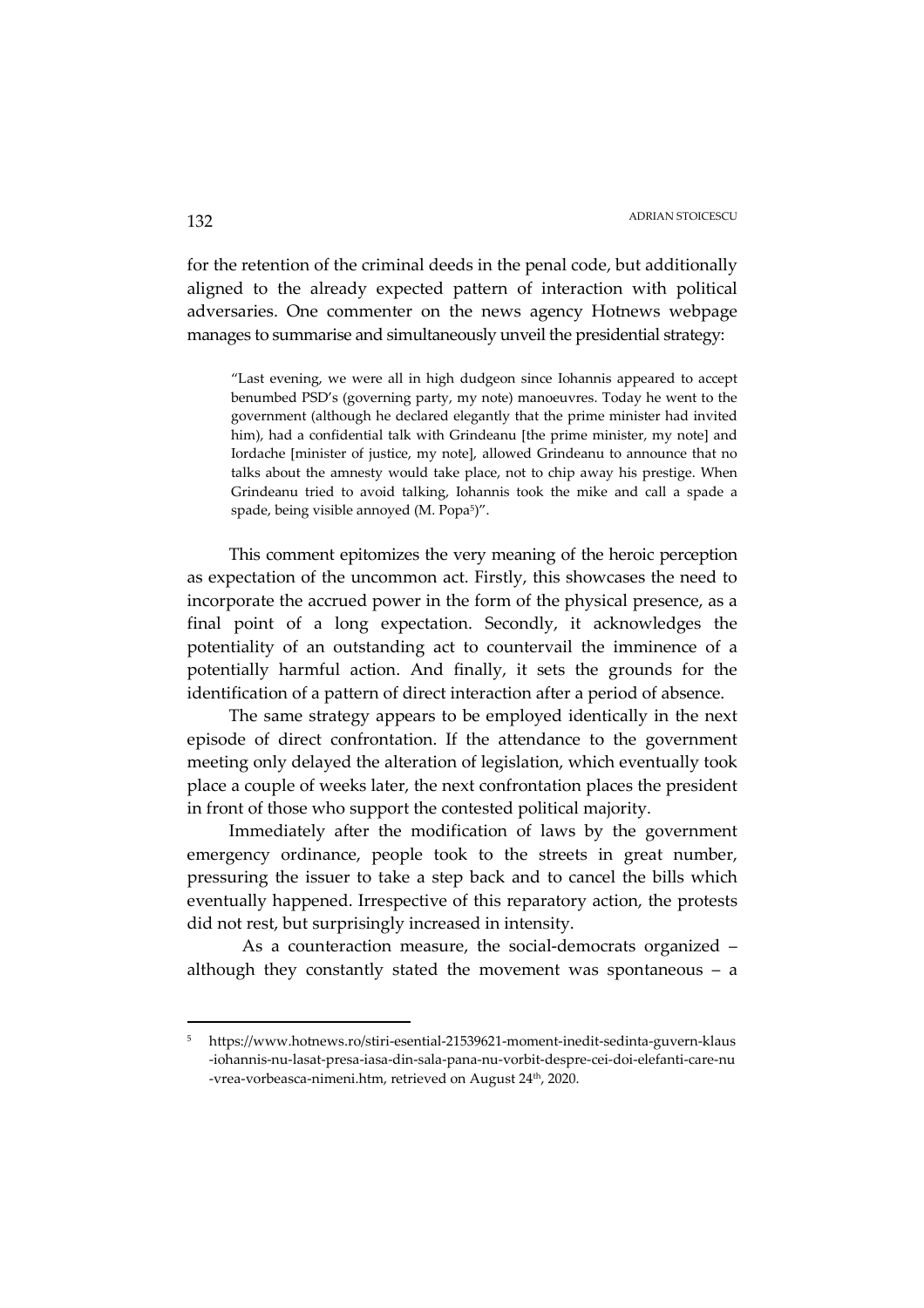for the retention of the criminal deeds in the penal code, but additionally aligned to the already expected pattern of interaction with political adversaries. One commenter on the news agency Hotnews webpage manages to summarise and simultaneously unveil the presidential strategy:

> "Last evening, we were all in high dudgeon since Iohannis appeared to accept benumbed PSD's (governing party, my note) manoeuvres. Today he went to the government (although he declared elegantly that the prime minister had invited him), had a confidential talk with Grindeanu [the prime minister, my note] and Iordache [minister of justice, my note], allowed Grindeanu to announce that no talks about the amnesty would take place, not to chip away his prestige. When Grindeanu tried to avoid talking, Iohannis took the mike and call a spade a spade, being visible annoyed (M. Popa[5])".

This comment epitomizes the very meaning of the heroic perception as expectation of the uncommon act. Firstly, this showcases the need to incorporate the accrued power in the form of the physical presence, as a final point of a long expectation. Secondly, it acknowledges the potentiality of an outstanding act to countervail the imminence of a potentially harmful action. And finally, it sets the grounds for the identification of a pattern of direct interaction after a period of absence.

The same strategy appears to be employed identically in the next episode of direct confrontation. If the attendance to the government meeting only delayed the alteration of legislation, which eventually took place a couple of weeks later, the next confrontation places the president in front of those who support the contested political majority.

Immediately after the modification of laws by the government emergency ordinance, people took to the streets in great number, pressuring the issuer to take a step back and to cancel the bills which eventually happened. Irrespective of this reparatory action, the protests did not rest, but surprisingly increased in intensity.

As a counteraction measure, the social-democrats organized – although they constantly stated the movement was spontaneous – a

---

[5] https://www.hotnews.ro/stiri-esential-21539621-moment-inedit-sedinta-guvern-klaus-iohannis-nu-lasat-presa-iasa-din-sala-pana-nu-vorbit-despre-cei-doi-elefanti-care-nu-vrea-vorbeasca-nimeni.htm, retrieved on August 24th, 2020.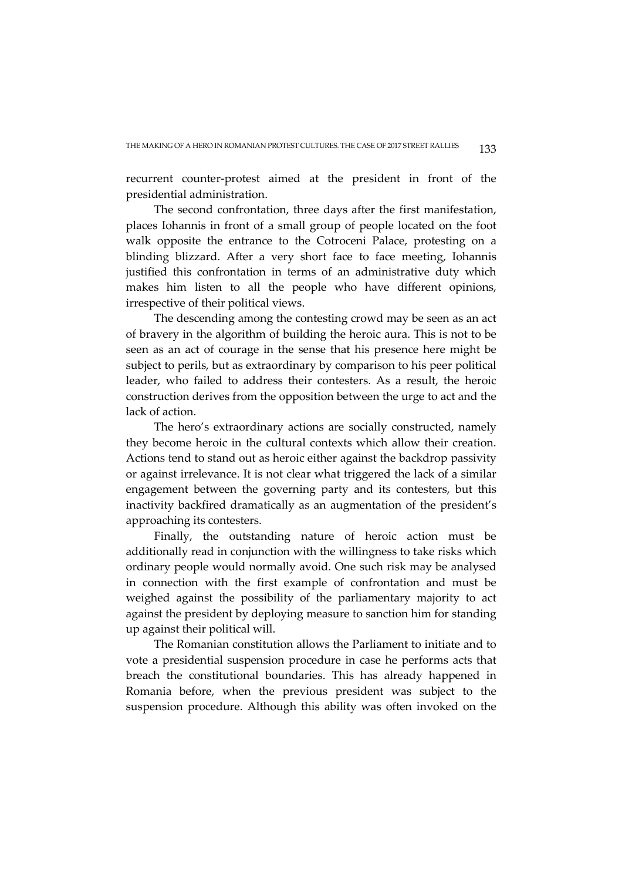recurrent counter-protest aimed at the president in front of the presidential administration.

The second confrontation, three days after the first manifestation, places Iohannis in front of a small group of people located on the foot walk opposite the entrance to the Cotroceni Palace, protesting on a blinding blizzard. After a very short face to face meeting, Iohannis justified this confrontation in terms of an administrative duty which makes him listen to all the people who have different opinions, irrespective of their political views.

The descending among the contesting crowd may be seen as an act of bravery in the algorithm of building the heroic aura. This is not to be seen as an act of courage in the sense that his presence here might be subject to perils, but as extraordinary by comparison to his peer political leader, who failed to address their contesters. As a result, the heroic construction derives from the opposition between the urge to act and the lack of action.

The hero's extraordinary actions are socially constructed, namely they become heroic in the cultural contexts which allow their creation. Actions tend to stand out as heroic either against the backdrop passivity or against irrelevance. It is not clear what triggered the lack of a similar engagement between the governing party and its contesters, but this inactivity backfired dramatically as an augmentation of the president's approaching its contesters.

Finally, the outstanding nature of heroic action must be additionally read in conjunction with the willingness to take risks which ordinary people would normally avoid. One such risk may be analysed in connection with the first example of confrontation and must be weighed against the possibility of the parliamentary majority to act against the president by deploying measure to sanction him for standing up against their political will.

The Romanian constitution allows the Parliament to initiate and to vote a presidential suspension procedure in case he performs acts that breach the constitutional boundaries. This has already happened in Romania before, when the previous president was subject to the suspension procedure. Although this ability was often invoked on the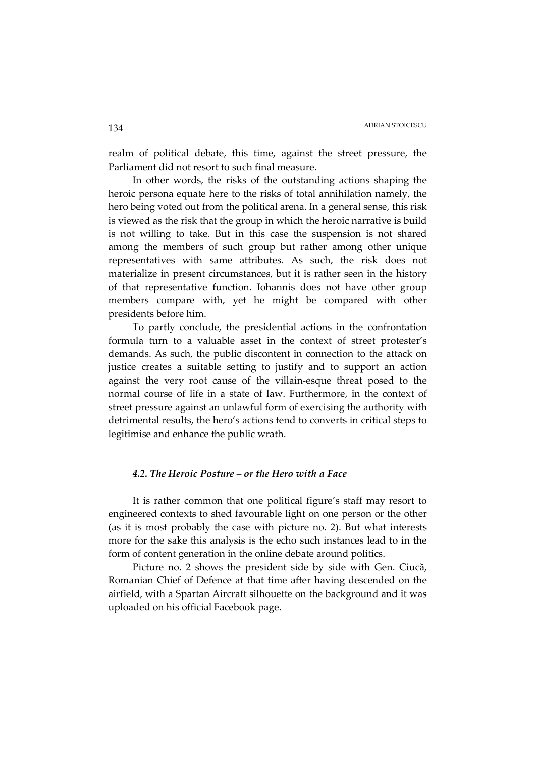realm of political debate, this time, against the street pressure, the Parliament did not resort to such final measure.

In other words, the risks of the outstanding actions shaping the heroic persona equate here to the risks of total annihilation namely, the hero being voted out from the political arena. In a general sense, this risk is viewed as the risk that the group in which the heroic narrative is build is not willing to take. But in this case the suspension is not shared among the members of such group but rather among other unique representatives with same attributes. As such, the risk does not materialize in present circumstances, but it is rather seen in the history of that representative function. Iohannis does not have other group members compare with, yet he might be compared with other presidents before him.

To partly conclude, the presidential actions in the confrontation formula turn to a valuable asset in the context of street protester's demands. As such, the public discontent in connection to the attack on justice creates a suitable setting to justify and to support an action against the very root cause of the villain-esque threat posed to the normal course of life in a state of law. Furthermore, in the context of street pressure against an unlawful form of exercising the authority with detrimental results, the hero's actions tend to converts in critical steps to legitimise and enhance the public wrath.

### *4.2. The Heroic Posture – or the Hero with a Face*

It is rather common that one political figure's staff may resort to engineered contexts to shed favourable light on one person or the other (as it is most probably the case with picture no. 2). But what interests more for the sake this analysis is the echo such instances lead to in the form of content generation in the online debate around politics.

Picture no. 2 shows the president side by side with Gen. Ciucă, Romanian Chief of Defence at that time after having descended on the airfield, with a Spartan Aircraft silhouette on the background and it was uploaded on his official Facebook page.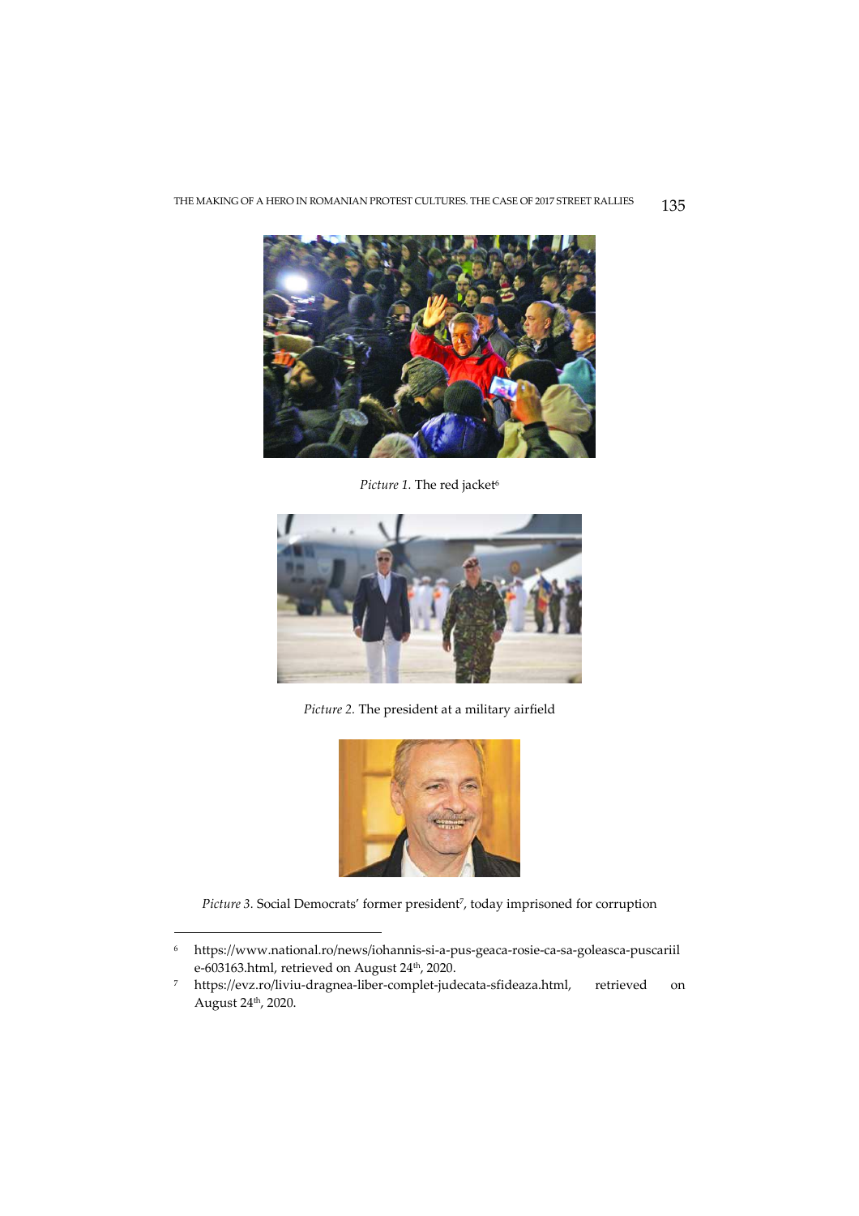*Picture 1.* The red jacket[6]

*Picture 2.* The president at a military airfield

*Picture 3.* Social Democrats' former president[7], today imprisoned for corruption

---

[6] https://www.national.ro/news/iohannis-si-a-pus-geaca-rosie-ca-sa-goleasca-puscariile-603163.html, retrieved on August 24th, 2020.

[7] https://evz.ro/liviu-dragnea-liber-complet-judecata-sfideaza.html, retrieved on August 24th, 2020.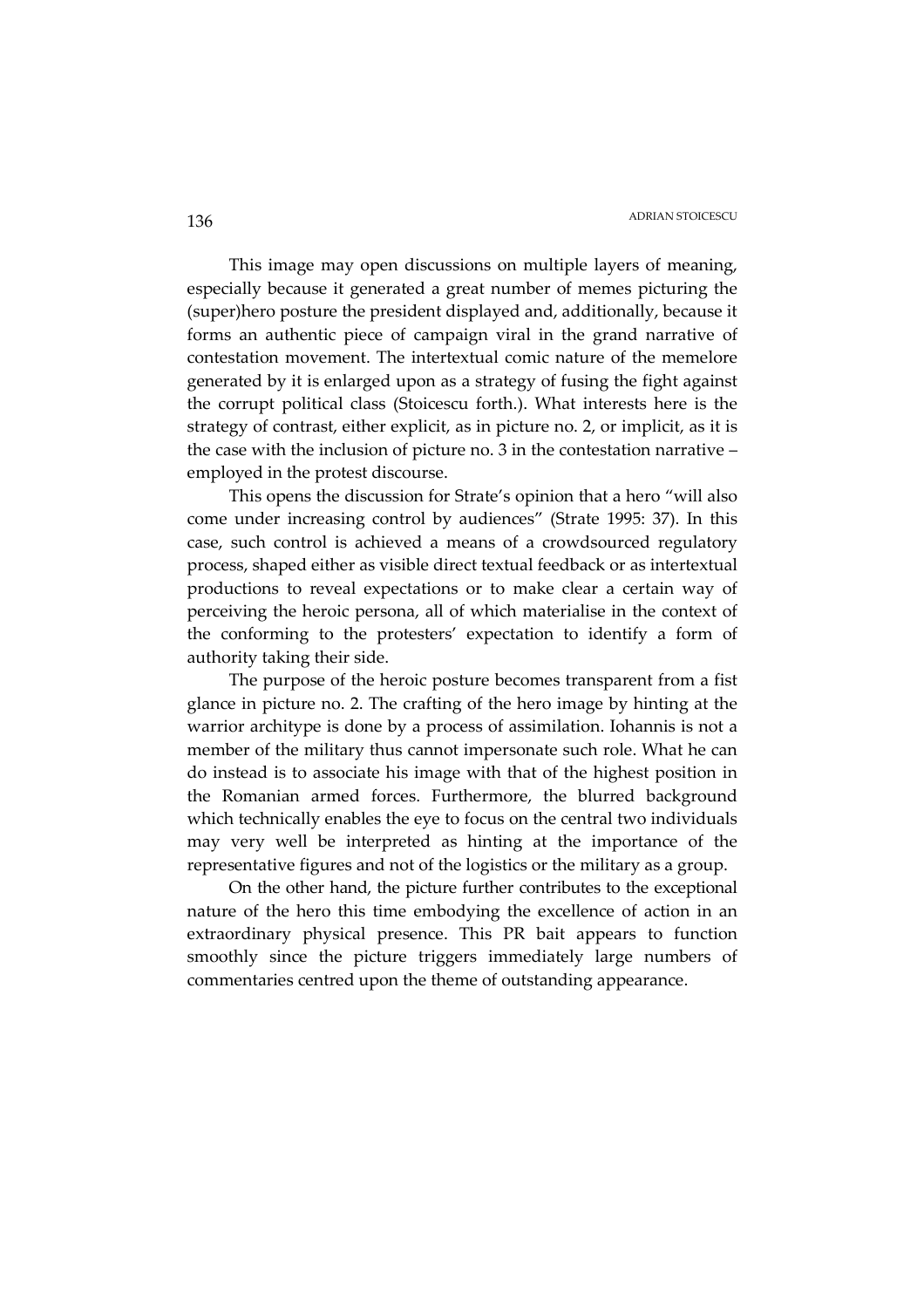This image may open discussions on multiple layers of meaning, especially because it generated a great number of memes picturing the (super)hero posture the president displayed and, additionally, because it forms an authentic piece of campaign viral in the grand narrative of contestation movement. The intertextual comic nature of the memelore generated by it is enlarged upon as a strategy of fusing the fight against the corrupt political class (Stoicescu forth.). What interests here is the strategy of contrast, either explicit, as in picture no. 2, or implicit, as it is the case with the inclusion of picture no. 3 in the contestation narrative – employed in the protest discourse.

This opens the discussion for Strate's opinion that a hero "will also come under increasing control by audiences" (Strate 1995: 37). In this case, such control is achieved a means of a crowdsourced regulatory process, shaped either as visible direct textual feedback or as intertextual productions to reveal expectations or to make clear a certain way of perceiving the heroic persona, all of which materialise in the context of the conforming to the protesters' expectation to identify a form of authority taking their side.

The purpose of the heroic posture becomes transparent from a fist glance in picture no. 2. The crafting of the hero image by hinting at the warrior architype is done by a process of assimilation. Iohannis is not a member of the military thus cannot impersonate such role. What he can do instead is to associate his image with that of the highest position in the Romanian armed forces. Furthermore, the blurred background which technically enables the eye to focus on the central two individuals may very well be interpreted as hinting at the importance of the representative figures and not of the logistics or the military as a group.

On the other hand, the picture further contributes to the exceptional nature of the hero this time embodying the excellence of action in an extraordinary physical presence. This PR bait appears to function smoothly since the picture triggers immediately large numbers of commentaries centred upon the theme of outstanding appearance.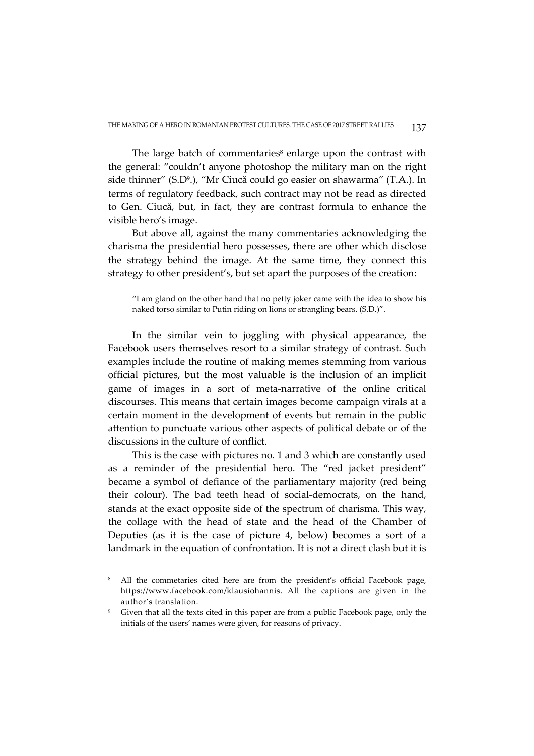The large batch of commentaries[8] enlarge upon the contrast with the general: "couldn't anyone photoshop the military man on the right side thinner" (S.D[9].), "Mr Ciucă could go easier on shawarma" (T.A.). In terms of regulatory feedback, such contract may not be read as directed to Gen. Ciucă, but, in fact, they are contrast formula to enhance the visible hero's image.

But above all, against the many commentaries acknowledging the charisma the presidential hero possesses, there are other which disclose the strategy behind the image. At the same time, they connect this strategy to other president's, but set apart the purposes of the creation:

> "I am gland on the other hand that no petty joker came with the idea to show his naked torso similar to Putin riding on lions or strangling bears. (S.D.)".

In the similar vein to joggling with physical appearance, the Facebook users themselves resort to a similar strategy of contrast. Such examples include the routine of making memes stemming from various official pictures, but the most valuable is the inclusion of an implicit game of images in a sort of meta-narrative of the online critical discourses. This means that certain images become campaign virals at a certain moment in the development of events but remain in the public attention to punctuate various other aspects of political debate or of the discussions in the culture of conflict.

This is the case with pictures no. 1 and 3 which are constantly used as a reminder of the presidential hero. The "red jacket president" became a symbol of defiance of the parliamentary majority (red being their colour). The bad teeth head of social-democrats, on the hand, stands at the exact opposite side of the spectrum of charisma. This way, the collage with the head of state and the head of the Chamber of Deputies (as it is the case of picture 4, below) becomes a sort of a landmark in the equation of confrontation. It is not a direct clash but it is

---

[8] All the commetaries cited here are from the president's official Facebook page, https://www.facebook.com/klausiohannis. All the captions are given in the author's translation.

[9] Given that all the texts cited in this paper are from a public Facebook page, only the initials of the users' names were given, for reasons of privacy.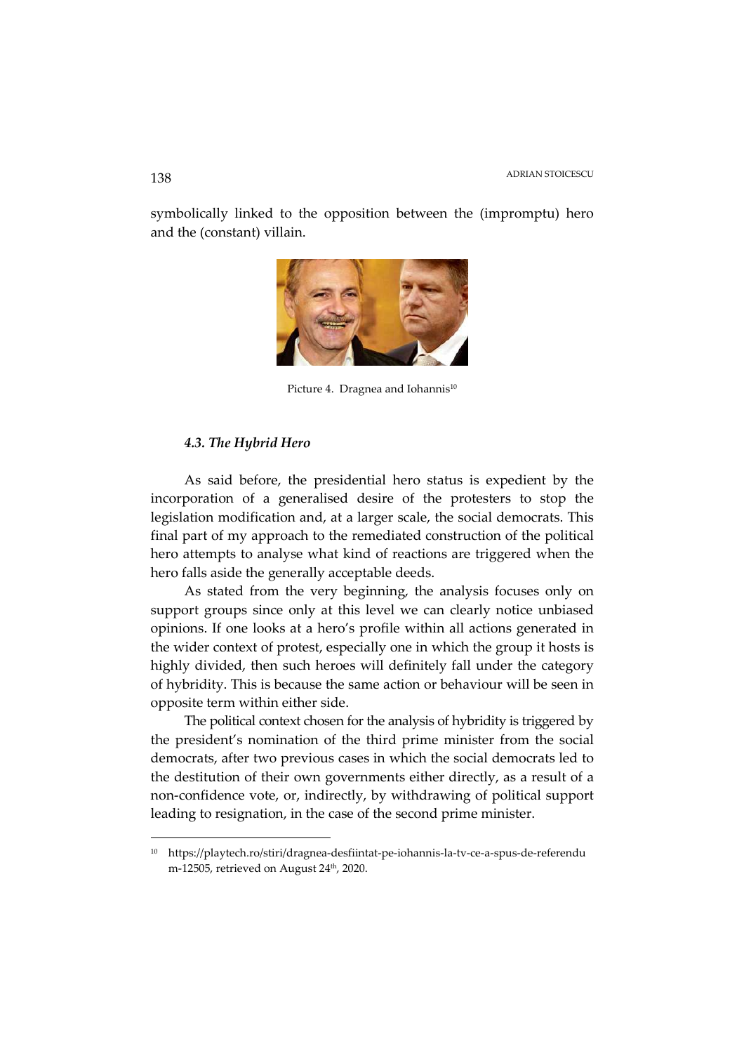symbolically linked to the opposition between the (impromptu) hero and the (constant) villain.

Picture 4. Dragnea and Iohannis[10]

### *4.3. The Hybrid Hero*

As said before, the presidential hero status is expedient by the incorporation of a generalised desire of the protesters to stop the legislation modification and, at a larger scale, the social democrats. This final part of my approach to the remediated construction of the political hero attempts to analyse what kind of reactions are triggered when the hero falls aside the generally acceptable deeds.

As stated from the very beginning, the analysis focuses only on support groups since only at this level we can clearly notice unbiased opinions. If one looks at a hero's profile within all actions generated in the wider context of protest, especially one in which the group it hosts is highly divided, then such heroes will definitely fall under the category of hybridity. This is because the same action or behaviour will be seen in opposite term within either side.

The political context chosen for the analysis of hybridity is triggered by the president's nomination of the third prime minister from the social democrats, after two previous cases in which the social democrats led to the destitution of their own governments either directly, as a result of a non-confidence vote, or, indirectly, by withdrawing of political support leading to resignation, in the case of the second prime minister.

---

[10] https://playtech.ro/stiri/dragnea-desfiintat-pe-iohannis-la-tv-ce-a-spus-de-referendum-12505, retrieved on August 24th, 2020.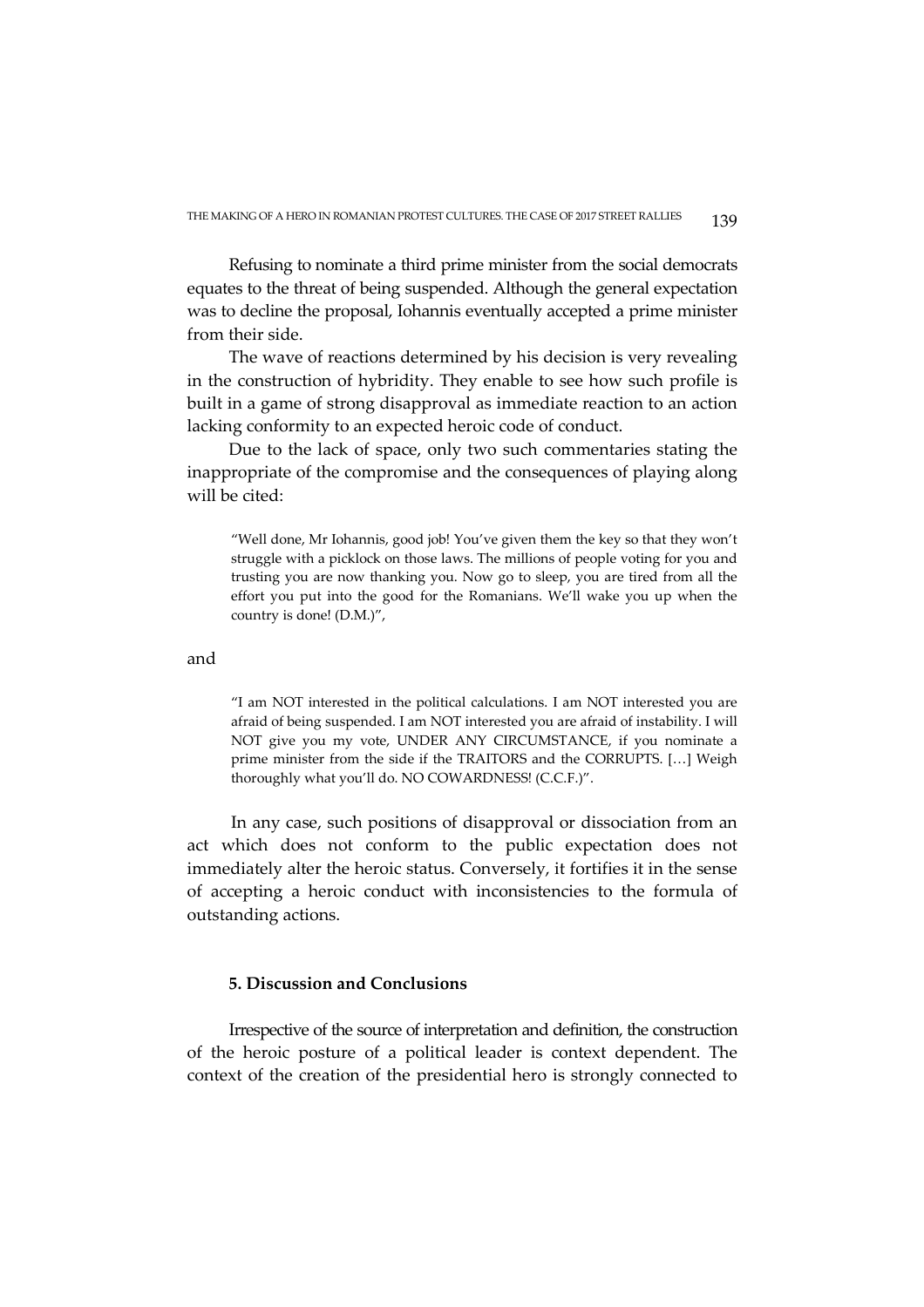Refusing to nominate a third prime minister from the social democrats equates to the threat of being suspended. Although the general expectation was to decline the proposal, Iohannis eventually accepted a prime minister from their side.

The wave of reactions determined by his decision is very revealing in the construction of hybridity. They enable to see how such profile is built in a game of strong disapproval as immediate reaction to an action lacking conformity to an expected heroic code of conduct.

Due to the lack of space, only two such commentaries stating the inappropriate of the compromise and the consequences of playing along will be cited:

> "Well done, Mr Iohannis, good job! You've given them the key so that they won't struggle with a picklock on those laws. The millions of people voting for you and trusting you are now thanking you. Now go to sleep, you are tired from all the effort you put into the good for the Romanians. We'll wake you up when the country is done! (D.M.)",

and

> "I am NOT interested in the political calculations. I am NOT interested you are afraid of being suspended. I am NOT interested you are afraid of instability. I will NOT give you my vote, UNDER ANY CIRCUMSTANCE, if you nominate a prime minister from the side if the TRAITORS and the CORRUPTS. […] Weigh thoroughly what you'll do. NO COWARDNESS! (C.C.F.)".

In any case, such positions of disapproval or dissociation from an act which does not conform to the public expectation does not immediately alter the heroic status. Conversely, it fortifies it in the sense of accepting a heroic conduct with inconsistencies to the formula of outstanding actions.

## 5. Discussion and Conclusions

Irrespective of the source of interpretation and definition, the construction of the heroic posture of a political leader is context dependent. The context of the creation of the presidential hero is strongly connected to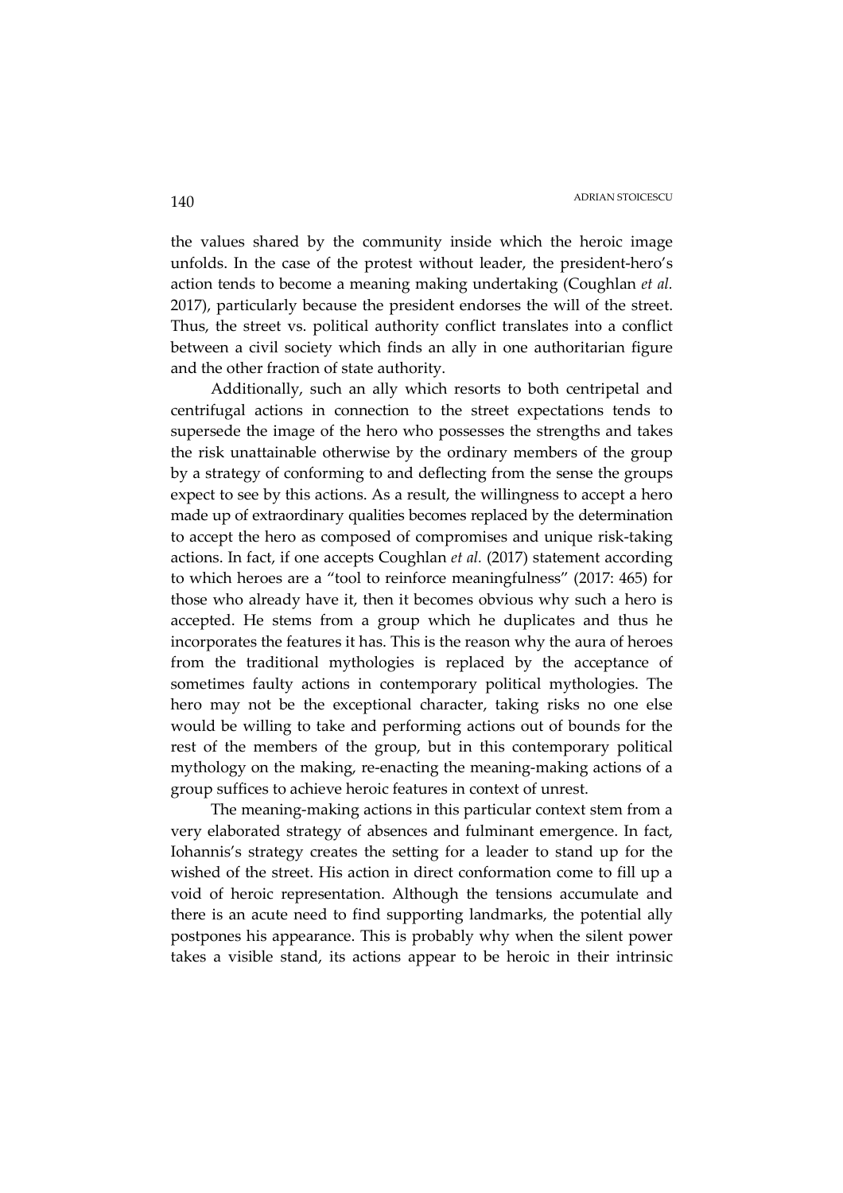the values shared by the community inside which the heroic image unfolds. In the case of the protest without leader, the president-hero's action tends to become a meaning making undertaking (Coughlan *et al.* 2017), particularly because the president endorses the will of the street. Thus, the street vs. political authority conflict translates into a conflict between a civil society which finds an ally in one authoritarian figure and the other fraction of state authority.

Additionally, such an ally which resorts to both centripetal and centrifugal actions in connection to the street expectations tends to supersede the image of the hero who possesses the strengths and takes the risk unattainable otherwise by the ordinary members of the group by a strategy of conforming to and deflecting from the sense the groups expect to see by this actions. As a result, the willingness to accept a hero made up of extraordinary qualities becomes replaced by the determination to accept the hero as composed of compromises and unique risk-taking actions. In fact, if one accepts Coughlan *et al.* (2017) statement according to which heroes are a "tool to reinforce meaningfulness" (2017: 465) for those who already have it, then it becomes obvious why such a hero is accepted. He stems from a group which he duplicates and thus he incorporates the features it has. This is the reason why the aura of heroes from the traditional mythologies is replaced by the acceptance of sometimes faulty actions in contemporary political mythologies. The hero may not be the exceptional character, taking risks no one else would be willing to take and performing actions out of bounds for the rest of the members of the group, but in this contemporary political mythology on the making, re-enacting the meaning-making actions of a group suffices to achieve heroic features in context of unrest.

The meaning-making actions in this particular context stem from a very elaborated strategy of absences and fulminant emergence. In fact, Iohannis's strategy creates the setting for a leader to stand up for the wished of the street. His action in direct conformation come to fill up a void of heroic representation. Although the tensions accumulate and there is an acute need to find supporting landmarks, the potential ally postpones his appearance. This is probably why when the silent power takes a visible stand, its actions appear to be heroic in their intrinsic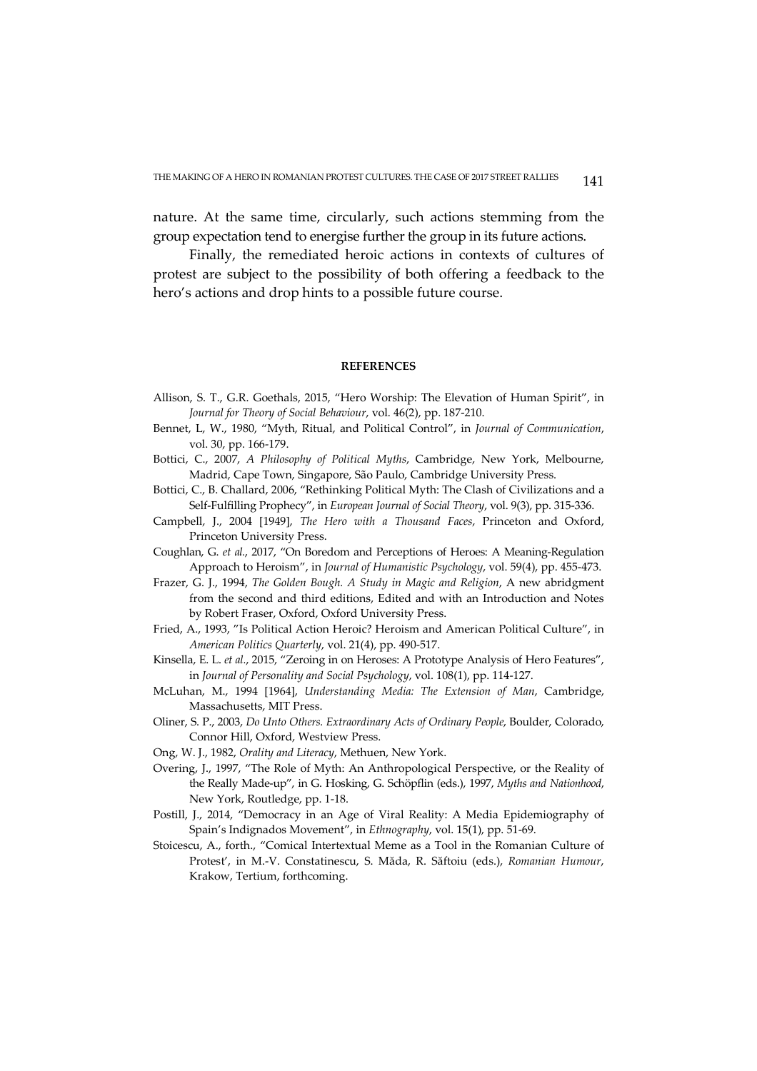nature. At the same time, circularly, such actions stemming from the group expectation tend to energise further the group in its future actions.

Finally, the remediated heroic actions in contexts of cultures of protest are subject to the possibility of both offering a feedback to the hero's actions and drop hints to a possible future course.

## REFERENCES

Allison, S. T., G.R. Goethals, 2015, "Hero Worship: The Elevation of Human Spirit", in *Journal for Theory of Social Behaviour*, vol. 46(2), pp. 187-210.

Bennet, L, W., 1980, "Myth, Ritual, and Political Control", in *Journal of Communication*, vol. 30, pp. 166-179.

Bottici, C., 2007, *A Philosophy of Political Myths*, Cambridge, New York, Melbourne, Madrid, Cape Town, Singapore, São Paulo, Cambridge University Press.

Bottici, C., B. Challard, 2006, "Rethinking Political Myth: The Clash of Civilizations and a Self-Fulfilling Prophecy", in *European Journal of Social Theory*, vol. 9(3), pp. 315-336.

Campbell, J., 2004 [1949], *The Hero with a Thousand Faces*, Princeton and Oxford, Princeton University Press.

Coughlan, G. *et al.*, 2017, "On Boredom and Perceptions of Heroes: A Meaning-Regulation Approach to Heroism", in *Journal of Humanistic Psychology*, vol. 59(4), pp. 455-473.

Frazer, G. J., 1994, *The Golden Bough. A Study in Magic and Religion*, A new abridgment from the second and third editions, Edited and with an Introduction and Notes by Robert Fraser, Oxford, Oxford University Press.

Fried, A., 1993, "Is Political Action Heroic? Heroism and American Political Culture", in *American Politics Quarterly*, vol. 21(4), pp. 490-517.

Kinsella, E. L. *et al.*, 2015, "Zeroing in on Heroes: A Prototype Analysis of Hero Features", in *Journal of Personality and Social Psychology*, vol. 108(1), pp. 114-127.

McLuhan, M., 1994 [1964], *Understanding Media: The Extension of Man*, Cambridge, Massachusetts, MIT Press.

Oliner, S. P., 2003, *Do Unto Others. Extraordinary Acts of Ordinary People*, Boulder, Colorado, Connor Hill, Oxford, Westview Press.

Ong, W. J., 1982, *Orality and Literacy*, Methuen, New York.

Overing, J., 1997, "The Role of Myth: An Anthropological Perspective, or the Reality of the Really Made-up", in G. Hosking, G. Schöpflin (eds.), 1997, *Myths and Nationhood*, New York, Routledge, pp. 1-18.

Postill, J., 2014, "Democracy in an Age of Viral Reality: A Media Epidemiography of Spain's Indignados Movement", in *Ethnography*, vol. 15(1), pp. 51-69.

Stoicescu, A., forth., "Comical Intertextual Meme as a Tool in the Romanian Culture of Protest', in M.-V. Constatinescu, S. Măda, R. Săftoiu (eds.), *Romanian Humour*, Krakow, Tertium, forthcoming.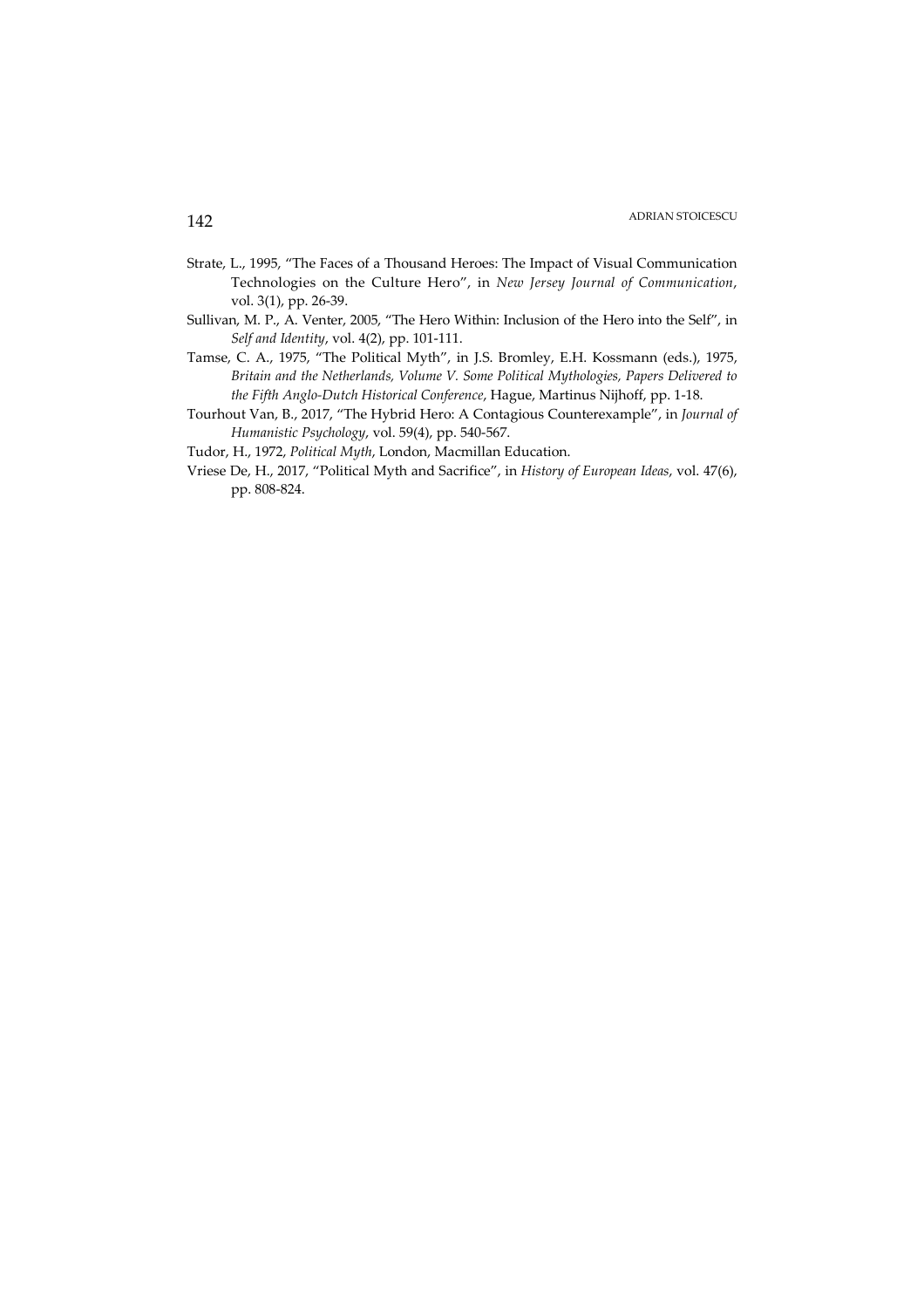Strate, L., 1995, "The Faces of a Thousand Heroes: The Impact of Visual Communication Technologies on the Culture Hero", in *New Jersey Journal of Communication*, vol. 3(1), pp. 26-39.

Sullivan, M. P., A. Venter, 2005, "The Hero Within: Inclusion of the Hero into the Self", in *Self and Identity*, vol. 4(2), pp. 101-111.

Tamse, C. A., 1975, "The Political Myth", in J.S. Bromley, E.H. Kossmann (eds.), 1975, *Britain and the Netherlands, Volume V. Some Political Mythologies, Papers Delivered to the Fifth Anglo-Dutch Historical Conference*, Hague, Martinus Nijhoff, pp. 1-18.

Tourhout Van, B., 2017, "The Hybrid Hero: A Contagious Counterexample", in *Journal of Humanistic Psychology*, vol. 59(4), pp. 540-567.

Tudor, H., 1972, *Political Myth*, London, Macmillan Education.

Vriese De, H., 2017, "Political Myth and Sacrifice", in *History of European Ideas*, vol. 47(6), pp. 808-824.